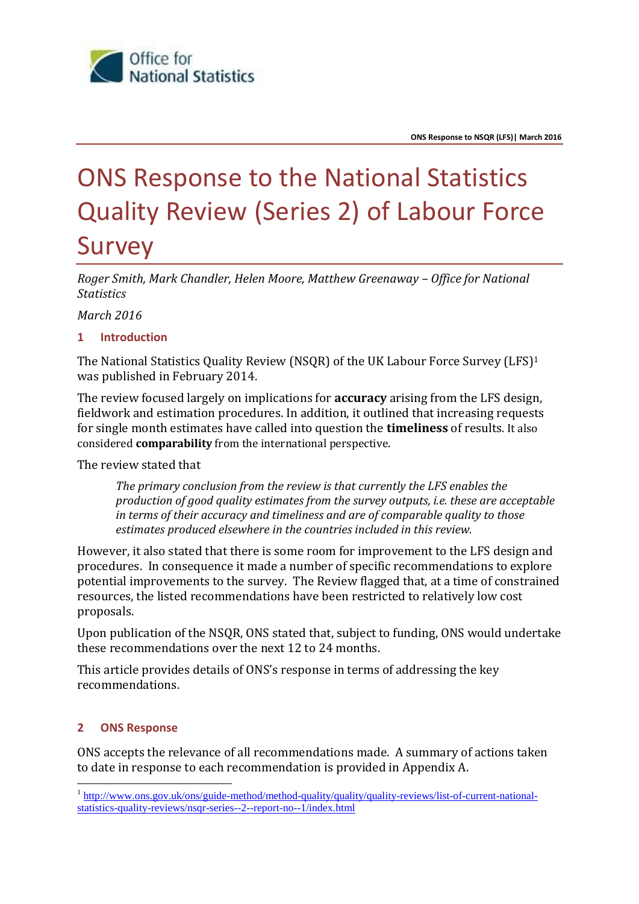# ONS Response to the National Statistics Quality Review (Series 2) of Labour Force Survey

*Roger Smith, Mark Chandler, Helen Moore, Matthew Greenaway – Office for National Statistics*

*March 2016*

## 1 Introduction

The National Statistics Quality Review (NSQR) of the UK Labour Force Survey (LFS)[1] was published in February 2014.

The review focused largely on implications for **accuracy** arising from the LFS design, fieldwork and estimation procedures. In addition, it outlined that increasing requests for single month estimates have called into question the **timeliness** of results. It also considered **comparability** from the international perspective.

The review stated that

> *The primary conclusion from the review is that currently the LFS enables the production of good quality estimates from the survey outputs, i.e. these are acceptable in terms of their accuracy and timeliness and are of comparable quality to those estimates produced elsewhere in the countries included in this review.*

However, it also stated that there is some room for improvement to the LFS design and procedures. In consequence it made a number of specific recommendations to explore potential improvements to the survey. The Review flagged that, at a time of constrained resources, the listed recommendations have been restricted to relatively low cost proposals.

Upon publication of the NSQR, ONS stated that, subject to funding, ONS would undertake these recommendations over the next 12 to 24 months.

This article provides details of ONS's response in terms of addressing the key recommendations.

## 2 ONS Response

ONS accepts the relevance of all recommendations made. A summary of actions taken to date in response to each recommendation is provided in Appendix A.

---

[1] http://www.ons.gov.uk/ons/guide-method/method-quality/quality/quality-reviews/list-of-current-national-statistics-quality-reviews/nsqr-series--2--report-no--1/index.html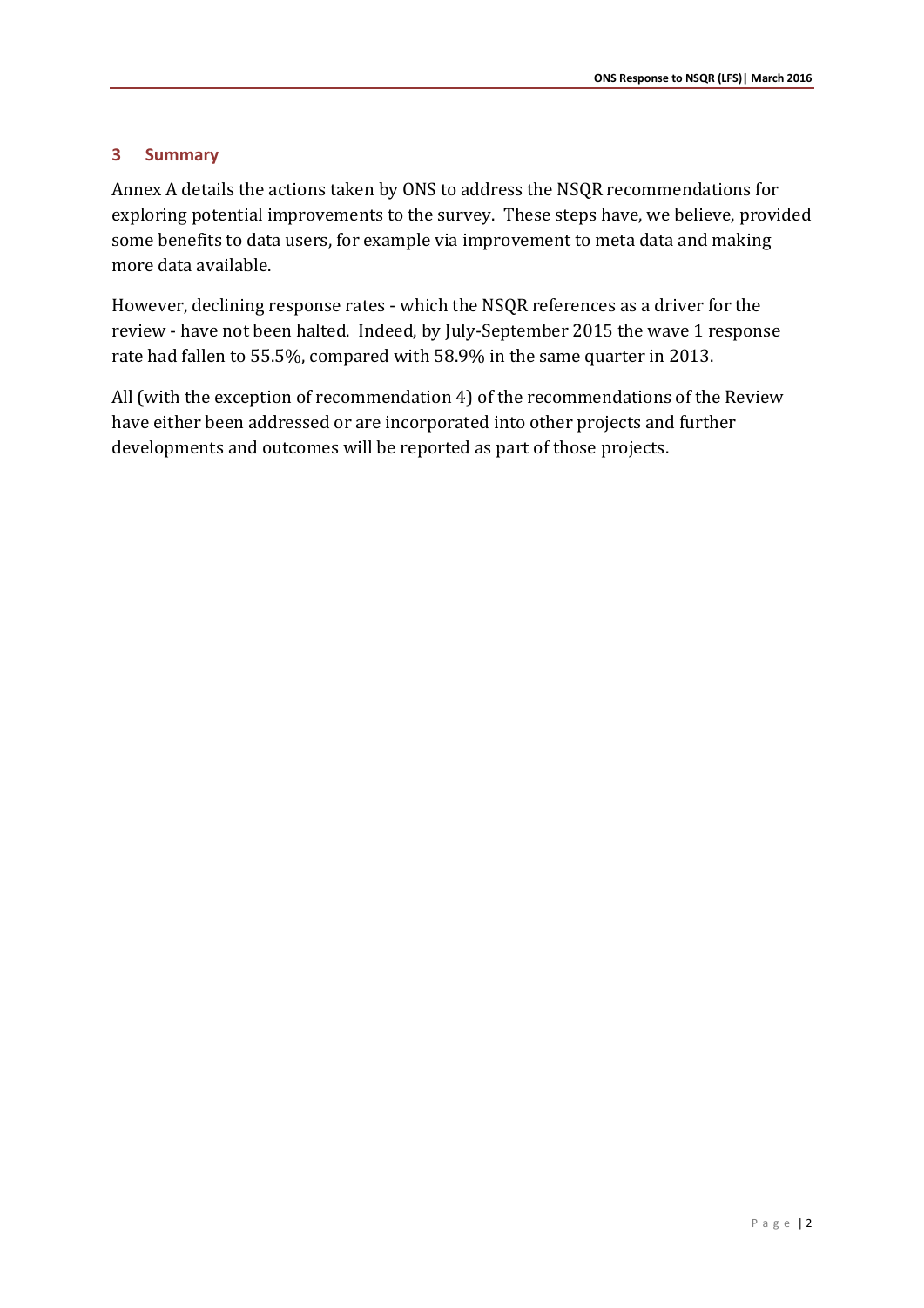## 3 Summary

Annex A details the actions taken by ONS to address the NSQR recommendations for exploring potential improvements to the survey. These steps have, we believe, provided some benefits to data users, for example via improvement to meta data and making more data available.

However, declining response rates - which the NSQR references as a driver for the review - have not been halted. Indeed, by July-September 2015 the wave 1 response rate had fallen to 55.5%, compared with 58.9% in the same quarter in 2013.

All (with the exception of recommendation 4) of the recommendations of the Review have either been addressed or are incorporated into other projects and further developments and outcomes will be reported as part of those projects.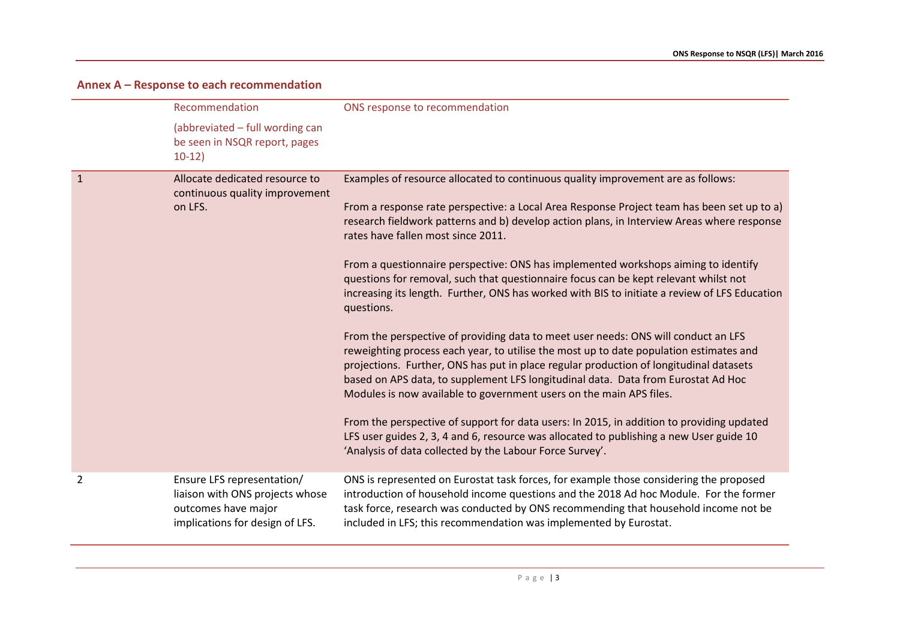## Annex A – Response to each recommendation

| | Recommendation (abbreviated – full wording can be seen in NSQR report, pages 10-12) | ONS response to recommendation |
|---|---|---|
| 1 | Allocate dedicated resource to continuous quality improvement on LFS. | Examples of resource allocated to continuous quality improvement are as follows:<br><br>From a response rate perspective: a Local Area Response Project team has been set up to a) research fieldwork patterns and b) develop action plans, in Interview Areas where response rates have fallen most since 2011.<br><br>From a questionnaire perspective: ONS has implemented workshops aiming to identify questions for removal, such that questionnaire focus can be kept relevant whilst not increasing its length. Further, ONS has worked with BIS to initiate a review of LFS Education questions.<br><br>From the perspective of providing data to meet user needs: ONS will conduct an LFS reweighting process each year, to utilise the most up to date population estimates and projections. Further, ONS has put in place regular production of longitudinal datasets based on APS data, to supplement LFS longitudinal data. Data from Eurostat Ad Hoc Modules is now available to government users on the main APS files.<br><br>From the perspective of support for data users: In 2015, in addition to providing updated LFS user guides 2, 3, 4 and 6, resource was allocated to publishing a new User guide 10 'Analysis of data collected by the Labour Force Survey'. |
| 2 | Ensure LFS representation/ liaison with ONS projects whose outcomes have major implications for design of LFS. | ONS is represented on Eurostat task forces, for example those considering the proposed introduction of household income questions and the 2018 Ad hoc Module. For the former task force, research was conducted by ONS recommending that household income not be included in LFS; this recommendation was implemented by Eurostat. |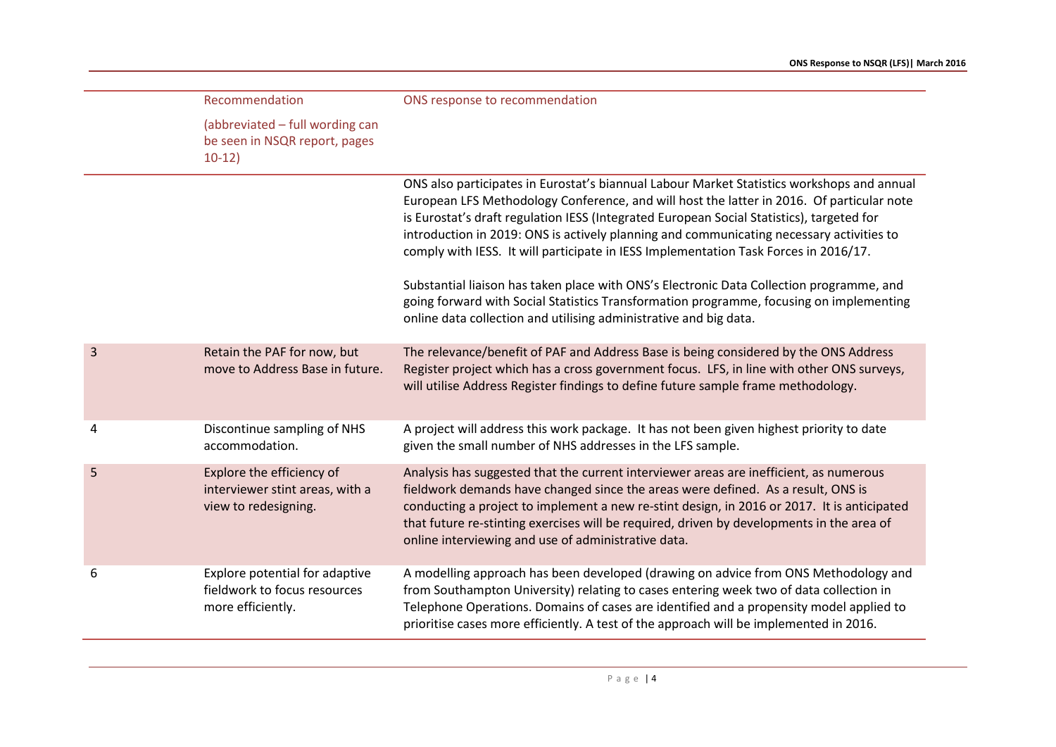|  | Recommendation (abbreviated – full wording can be seen in NSQR report, pages 10-12) | ONS response to recommendation |
|---|---|---|
|  |  | ONS also participates in Eurostat's biannual Labour Market Statistics workshops and annual European LFS Methodology Conference, and will host the latter in 2016. Of particular note is Eurostat's draft regulation IESS (Integrated European Social Statistics), targeted for introduction in 2019: ONS is actively planning and communicating necessary activities to comply with IESS. It will participate in IESS Implementation Task Forces in 2016/17.<br><br>Substantial liaison has taken place with ONS's Electronic Data Collection programme, and going forward with Social Statistics Transformation programme, focusing on implementing online data collection and utilising administrative and big data. |
| 3 | Retain the PAF for now, but move to Address Base in future. | The relevance/benefit of PAF and Address Base is being considered by the ONS Address Register project which has a cross government focus. LFS, in line with other ONS surveys, will utilise Address Register findings to define future sample frame methodology. |
| 4 | Discontinue sampling of NHS accommodation. | A project will address this work package. It has not been given highest priority to date given the small number of NHS addresses in the LFS sample. |
| 5 | Explore the efficiency of interviewer stint areas, with a view to redesigning. | Analysis has suggested that the current interviewer areas are inefficient, as numerous fieldwork demands have changed since the areas were defined. As a result, ONS is conducting a project to implement a new re-stint design, in 2016 or 2017. It is anticipated that future re-stinting exercises will be required, driven by developments in the area of online interviewing and use of administrative data. |
| 6 | Explore potential for adaptive fieldwork to focus resources more efficiently. | A modelling approach has been developed (drawing on advice from ONS Methodology and from Southampton University) relating to cases entering week two of data collection in Telephone Operations. Domains of cases are identified and a propensity model applied to prioritise cases more efficiently. A test of the approach will be implemented in 2016. |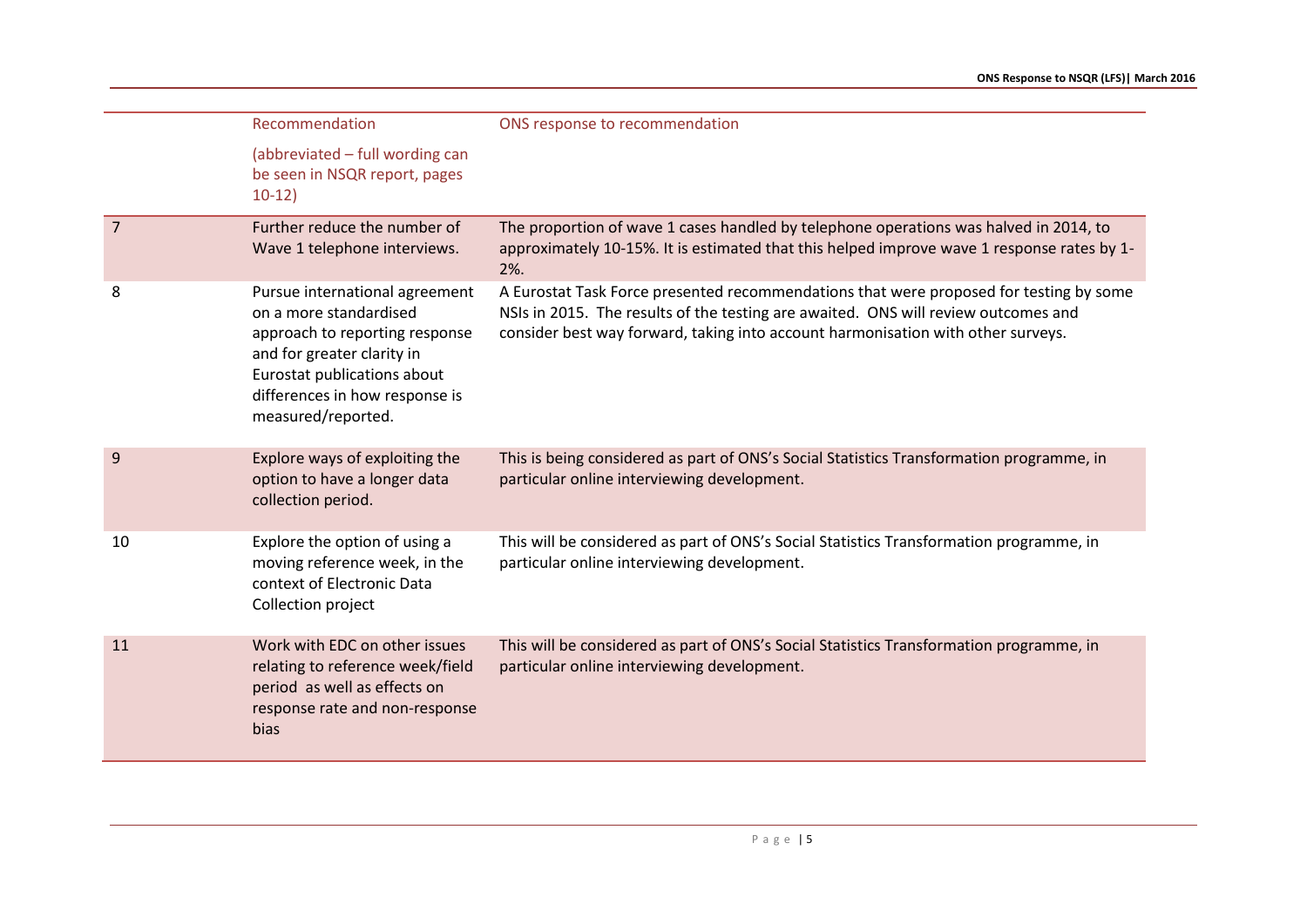| | Recommendation (abbreviated – full wording can be seen in NSQR report, pages 10-12) | ONS response to recommendation |
|---|---|---|
| 7 | Further reduce the number of Wave 1 telephone interviews. | The proportion of wave 1 cases handled by telephone operations was halved in 2014, to approximately 10-15%. It is estimated that this helped improve wave 1 response rates by 1-2%. |
| 8 | Pursue international agreement on a more standardised approach to reporting response and for greater clarity in Eurostat publications about differences in how response is measured/reported. | A Eurostat Task Force presented recommendations that were proposed for testing by some NSIs in 2015. The results of the testing are awaited. ONS will review outcomes and consider best way forward, taking into account harmonisation with other surveys. |
| 9 | Explore ways of exploiting the option to have a longer data collection period. | This is being considered as part of ONS's Social Statistics Transformation programme, in particular online interviewing development. |
| 10 | Explore the option of using a moving reference week, in the context of Electronic Data Collection project | This will be considered as part of ONS's Social Statistics Transformation programme, in particular online interviewing development. |
| 11 | Work with EDC on other issues relating to reference week/field period as well as effects on response rate and non-response bias | This will be considered as part of ONS's Social Statistics Transformation programme, in particular online interviewing development. |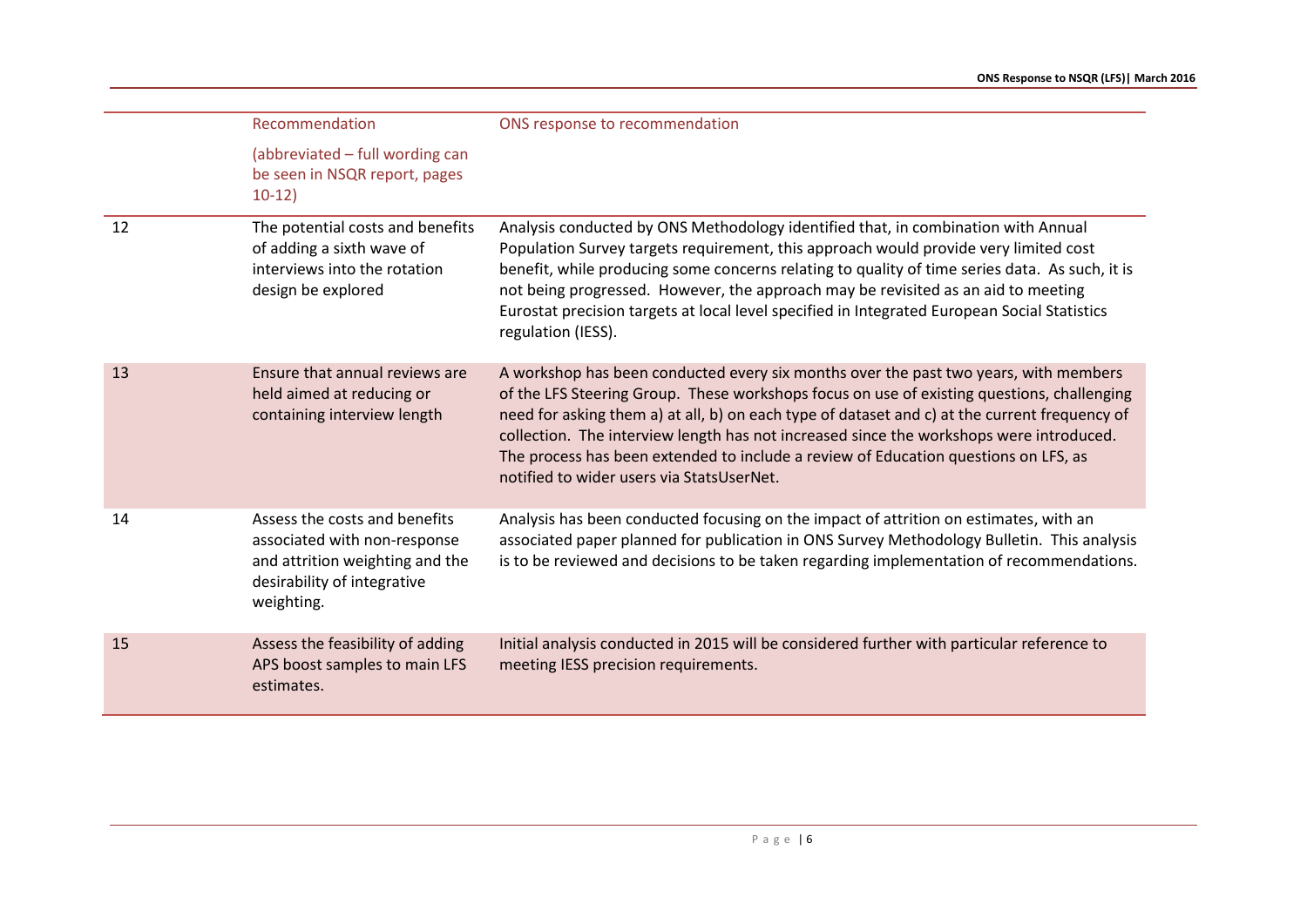| | Recommendation (abbreviated – full wording can be seen in NSQR report, pages 10-12) | ONS response to recommendation |
|---|---|---|
| 12 | The potential costs and benefits of adding a sixth wave of interviews into the rotation design be explored | Analysis conducted by ONS Methodology identified that, in combination with Annual Population Survey targets requirement, this approach would provide very limited cost benefit, while producing some concerns relating to quality of time series data. As such, it is not being progressed. However, the approach may be revisited as an aid to meeting Eurostat precision targets at local level specified in Integrated European Social Statistics regulation (IESS). |
| 13 | Ensure that annual reviews are held aimed at reducing or containing interview length | A workshop has been conducted every six months over the past two years, with members of the LFS Steering Group. These workshops focus on use of existing questions, challenging need for asking them a) at all, b) on each type of dataset and c) at the current frequency of collection. The interview length has not increased since the workshops were introduced. The process has been extended to include a review of Education questions on LFS, as notified to wider users via StatsUserNet. |
| 14 | Assess the costs and benefits associated with non-response and attrition weighting and the desirability of integrative weighting. | Analysis has been conducted focusing on the impact of attrition on estimates, with an associated paper planned for publication in ONS Survey Methodology Bulletin. This analysis is to be reviewed and decisions to be taken regarding implementation of recommendations. |
| 15 | Assess the feasibility of adding APS boost samples to main LFS estimates. | Initial analysis conducted in 2015 will be considered further with particular reference to meeting IESS precision requirements. |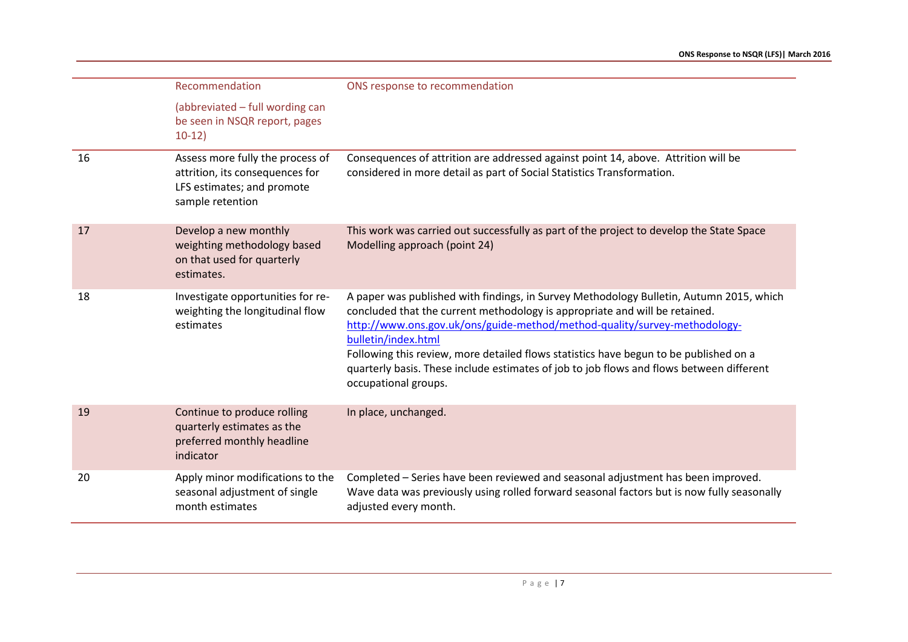| | Recommendation (abbreviated – full wording can be seen in NSQR report, pages 10-12) | ONS response to recommendation |
|---|---|---|
| 16 | Assess more fully the process of attrition, its consequences for LFS estimates; and promote sample retention | Consequences of attrition are addressed against point 14, above. Attrition will be considered in more detail as part of Social Statistics Transformation. |
| 17 | Develop a new monthly weighting methodology based on that used for quarterly estimates. | This work was carried out successfully as part of the project to develop the State Space Modelling approach (point 24) |
| 18 | Investigate opportunities for re-weighting the longitudinal flow estimates | A paper was published with findings, in Survey Methodology Bulletin, Autumn 2015, which concluded that the current methodology is appropriate and will be retained. http://www.ons.gov.uk/ons/guide-method/method-quality/survey-methodology-bulletin/index.html Following this review, more detailed flows statistics have begun to be published on a quarterly basis. These include estimates of job to job flows and flows between different occupational groups. |
| 19 | Continue to produce rolling quarterly estimates as the preferred monthly headline indicator | In place, unchanged. |
| 20 | Apply minor modifications to the seasonal adjustment of single month estimates | Completed – Series have been reviewed and seasonal adjustment has been improved. Wave data was previously using rolled forward seasonal factors but is now fully seasonally adjusted every month. |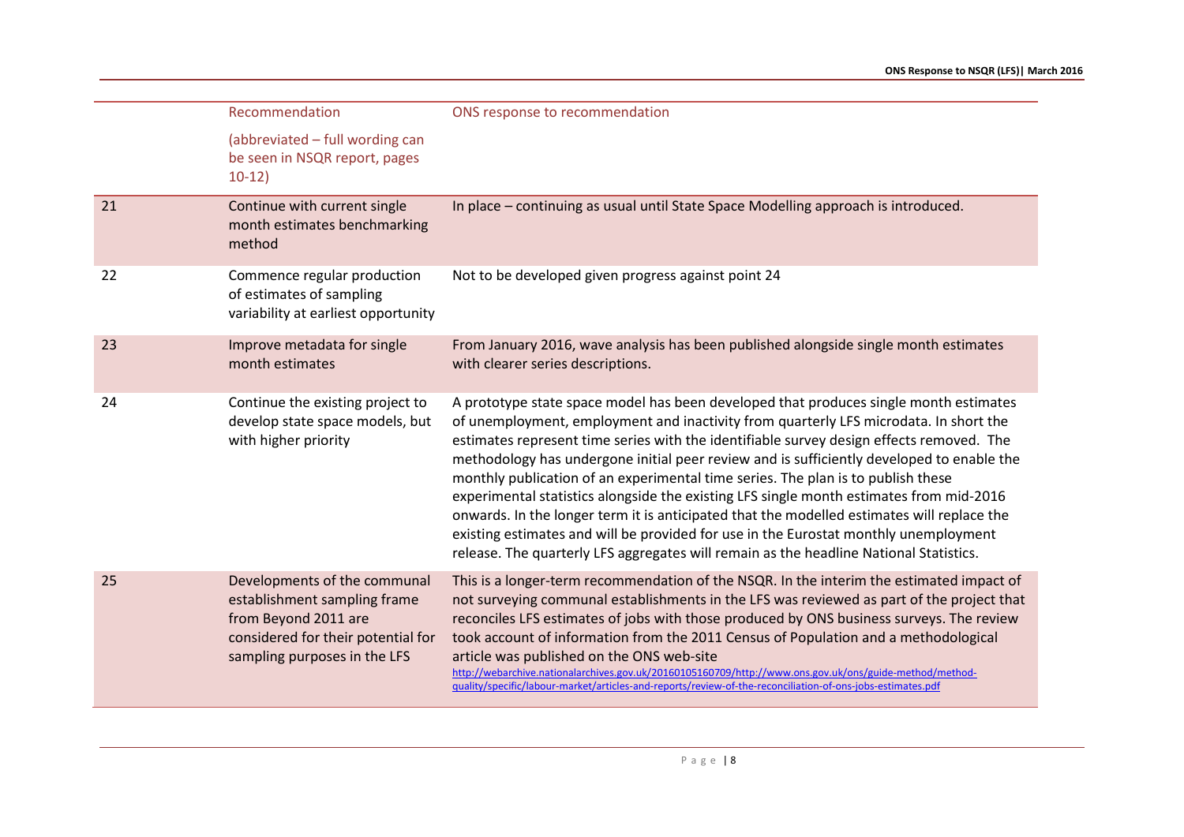| | Recommendation (abbreviated – full wording can be seen in NSQR report, pages 10-12) | ONS response to recommendation |
|---|---|---|
| 21 | Continue with current single month estimates benchmarking method | In place – continuing as usual until State Space Modelling approach is introduced. |
| 22 | Commence regular production of estimates of sampling variability at earliest opportunity | Not to be developed given progress against point 24 |
| 23 | Improve metadata for single month estimates | From January 2016, wave analysis has been published alongside single month estimates with clearer series descriptions. |
| 24 | Continue the existing project to develop state space models, but with higher priority | A prototype state space model has been developed that produces single month estimates of unemployment, employment and inactivity from quarterly LFS microdata. In short the estimates represent time series with the identifiable survey design effects removed. The methodology has undergone initial peer review and is sufficiently developed to enable the monthly publication of an experimental time series. The plan is to publish these experimental statistics alongside the existing LFS single month estimates from mid-2016 onwards. In the longer term it is anticipated that the modelled estimates will replace the existing estimates and will be provided for use in the Eurostat monthly unemployment release. The quarterly LFS aggregates will remain as the headline National Statistics. |
| 25 | Developments of the communal establishment sampling frame from Beyond 2011 are considered for their potential for sampling purposes in the LFS | This is a longer-term recommendation of the NSQR. In the interim the estimated impact of not surveying communal establishments in the LFS was reviewed as part of the project that reconciles LFS estimates of jobs with those produced by ONS business surveys. The review took account of information from the 2011 Census of Population and a methodological article was published on the ONS web-site http://webarchive.nationalarchives.gov.uk/20160105160709/http://www.ons.gov.uk/ons/guide-method/method-quality/specific/labour-market/articles-and-reports/review-of-the-reconciliation-of-ons-jobs-estimates.pdf |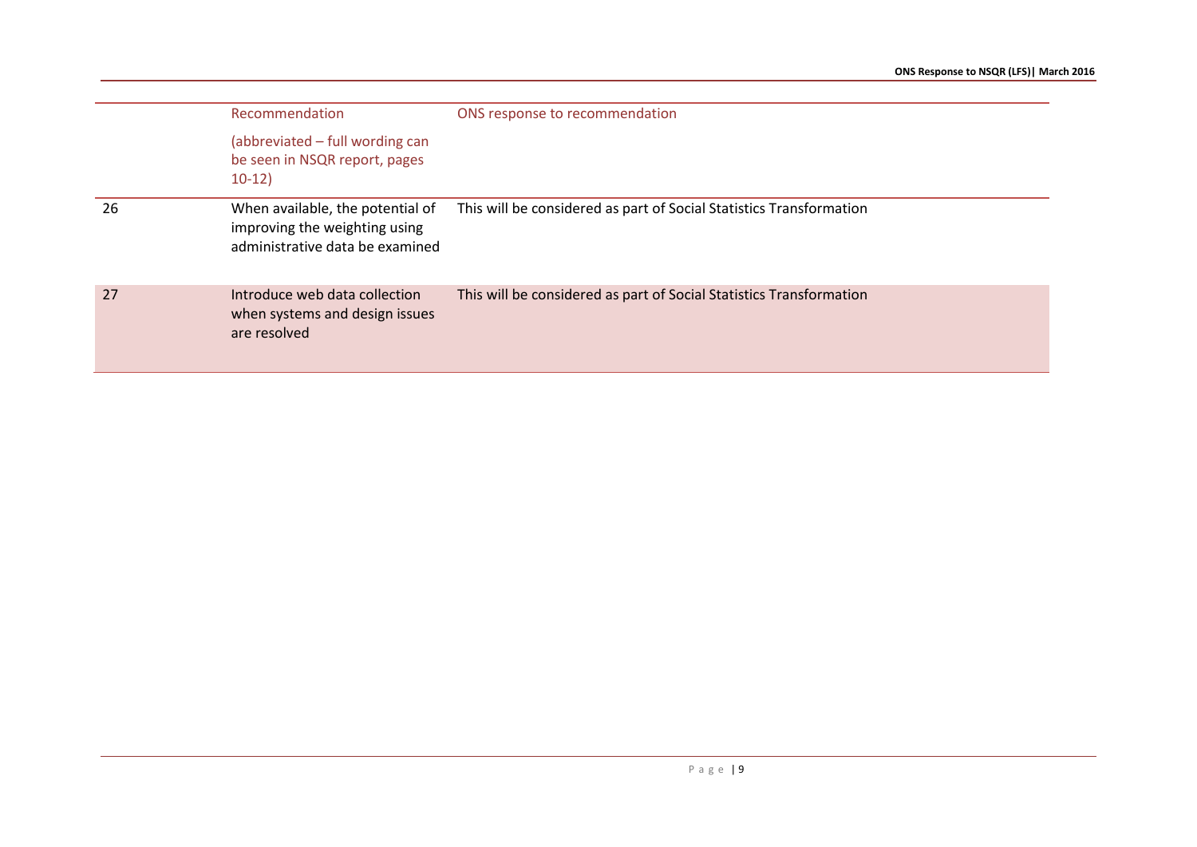| | Recommendation (abbreviated – full wording can be seen in NSQR report, pages 10-12) | ONS response to recommendation |
|---|---|---|
| 26 | When available, the potential of improving the weighting using administrative data be examined | This will be considered as part of Social Statistics Transformation |
| 27 | Introduce web data collection when systems and design issues are resolved | This will be considered as part of Social Statistics Transformation |